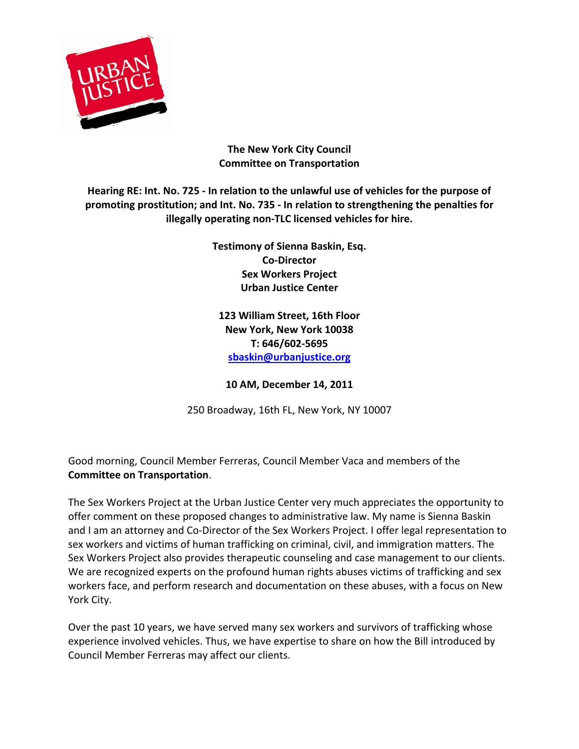**The New York City Council**
**Committee on Transportation**

**Hearing RE: Int. No. 725 - In relation to the unlawful use of vehicles for the purpose of promoting prostitution; and Int. No. 735 - In relation to strengthening the penalties for illegally operating non-TLC licensed vehicles for hire.**

**Testimony of Sienna Baskin, Esq.**
**Co-Director**
**Sex Workers Project**
**Urban Justice Center**

**123 William Street, 16th Floor**
**New York, New York 10038**
**T: 646/602-5695**
**sbaskin@urbanjustice.org**

**10 AM, December 14, 2011**

250 Broadway, 16th FL, New York, NY 10007

Good morning, Council Member Ferreras, Council Member Vaca and members of the **Committee on Transportation**.

The Sex Workers Project at the Urban Justice Center very much appreciates the opportunity to offer comment on these proposed changes to administrative law. My name is Sienna Baskin and I am an attorney and Co-Director of the Sex Workers Project. I offer legal representation to sex workers and victims of human trafficking on criminal, civil, and immigration matters. The Sex Workers Project also provides therapeutic counseling and case management to our clients. We are recognized experts on the profound human rights abuses victims of trafficking and sex workers face, and perform research and documentation on these abuses, with a focus on New York City.

Over the past 10 years, we have served many sex workers and survivors of trafficking whose experience involved vehicles. Thus, we have expertise to share on how the Bill introduced by Council Member Ferreras may affect our clients.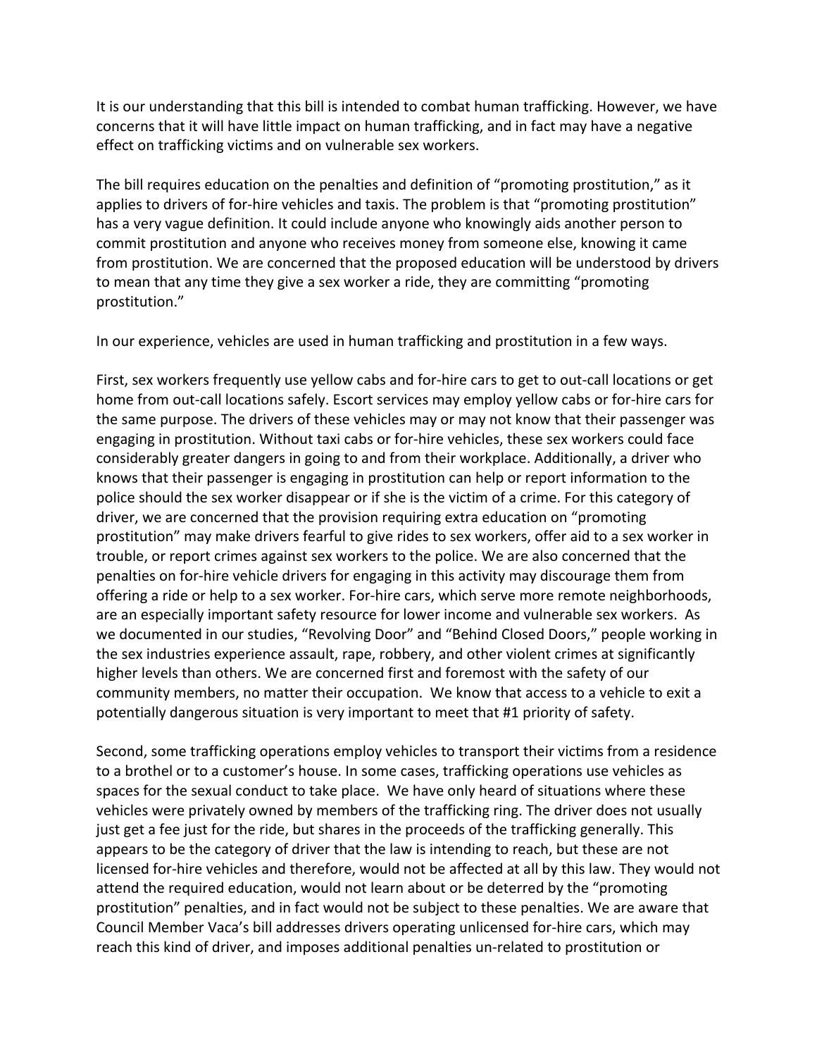It is our understanding that this bill is intended to combat human trafficking. However, we have concerns that it will have little impact on human trafficking, and in fact may have a negative effect on trafficking victims and on vulnerable sex workers.

The bill requires education on the penalties and definition of "promoting prostitution," as it applies to drivers of for-hire vehicles and taxis. The problem is that "promoting prostitution" has a very vague definition. It could include anyone who knowingly aids another person to commit prostitution and anyone who receives money from someone else, knowing it came from prostitution. We are concerned that the proposed education will be understood by drivers to mean that any time they give a sex worker a ride, they are committing "promoting prostitution."

In our experience, vehicles are used in human trafficking and prostitution in a few ways.

First, sex workers frequently use yellow cabs and for-hire cars to get to out-call locations or get home from out-call locations safely. Escort services may employ yellow cabs or for-hire cars for the same purpose. The drivers of these vehicles may or may not know that their passenger was engaging in prostitution. Without taxi cabs or for-hire vehicles, these sex workers could face considerably greater dangers in going to and from their workplace. Additionally, a driver who knows that their passenger is engaging in prostitution can help or report information to the police should the sex worker disappear or if she is the victim of a crime. For this category of driver, we are concerned that the provision requiring extra education on "promoting prostitution" may make drivers fearful to give rides to sex workers, offer aid to a sex worker in trouble, or report crimes against sex workers to the police. We are also concerned that the penalties on for-hire vehicle drivers for engaging in this activity may discourage them from offering a ride or help to a sex worker. For-hire cars, which serve more remote neighborhoods, are an especially important safety resource for lower income and vulnerable sex workers. As we documented in our studies, "Revolving Door" and "Behind Closed Doors," people working in the sex industries experience assault, rape, robbery, and other violent crimes at significantly higher levels than others. We are concerned first and foremost with the safety of our community members, no matter their occupation. We know that access to a vehicle to exit a potentially dangerous situation is very important to meet that #1 priority of safety.

Second, some trafficking operations employ vehicles to transport their victims from a residence to a brothel or to a customer's house. In some cases, trafficking operations use vehicles as spaces for the sexual conduct to take place. We have only heard of situations where these vehicles were privately owned by members of the trafficking ring. The driver does not usually just get a fee just for the ride, but shares in the proceeds of the trafficking generally. This appears to be the category of driver that the law is intending to reach, but these are not licensed for-hire vehicles and therefore, would not be affected at all by this law. They would not attend the required education, would not learn about or be deterred by the "promoting prostitution" penalties, and in fact would not be subject to these penalties. We are aware that Council Member Vaca's bill addresses drivers operating unlicensed for-hire cars, which may reach this kind of driver, and imposes additional penalties un-related to prostitution or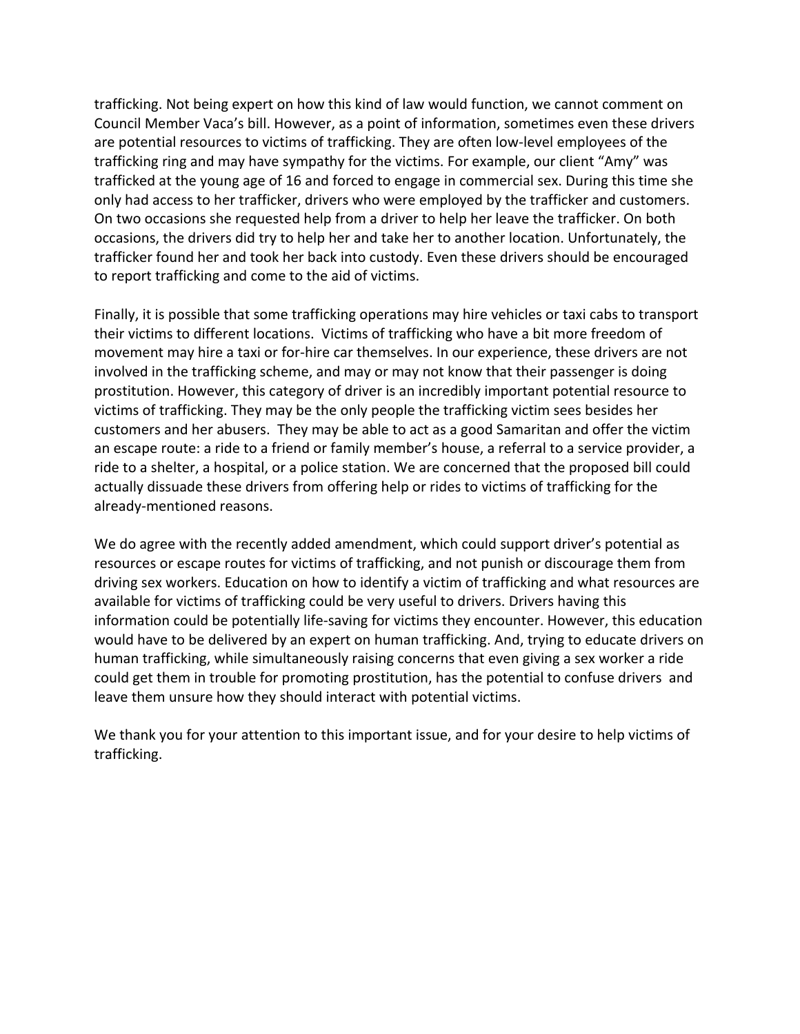trafficking. Not being expert on how this kind of law would function, we cannot comment on Council Member Vaca's bill. However, as a point of information, sometimes even these drivers are potential resources to victims of trafficking. They are often low-level employees of the trafficking ring and may have sympathy for the victims. For example, our client "Amy" was trafficked at the young age of 16 and forced to engage in commercial sex. During this time she only had access to her trafficker, drivers who were employed by the trafficker and customers. On two occasions she requested help from a driver to help her leave the trafficker. On both occasions, the drivers did try to help her and take her to another location. Unfortunately, the trafficker found her and took her back into custody. Even these drivers should be encouraged to report trafficking and come to the aid of victims.

Finally, it is possible that some trafficking operations may hire vehicles or taxi cabs to transport their victims to different locations. Victims of trafficking who have a bit more freedom of movement may hire a taxi or for-hire car themselves. In our experience, these drivers are not involved in the trafficking scheme, and may or may not know that their passenger is doing prostitution. However, this category of driver is an incredibly important potential resource to victims of trafficking. They may be the only people the trafficking victim sees besides her customers and her abusers. They may be able to act as a good Samaritan and offer the victim an escape route: a ride to a friend or family member's house, a referral to a service provider, a ride to a shelter, a hospital, or a police station. We are concerned that the proposed bill could actually dissuade these drivers from offering help or rides to victims of trafficking for the already-mentioned reasons.

We do agree with the recently added amendment, which could support driver's potential as resources or escape routes for victims of trafficking, and not punish or discourage them from driving sex workers. Education on how to identify a victim of trafficking and what resources are available for victims of trafficking could be very useful to drivers. Drivers having this information could be potentially life-saving for victims they encounter. However, this education would have to be delivered by an expert on human trafficking. And, trying to educate drivers on human trafficking, while simultaneously raising concerns that even giving a sex worker a ride could get them in trouble for promoting prostitution, has the potential to confuse drivers and leave them unsure how they should interact with potential victims.

We thank you for your attention to this important issue, and for your desire to help victims of trafficking.